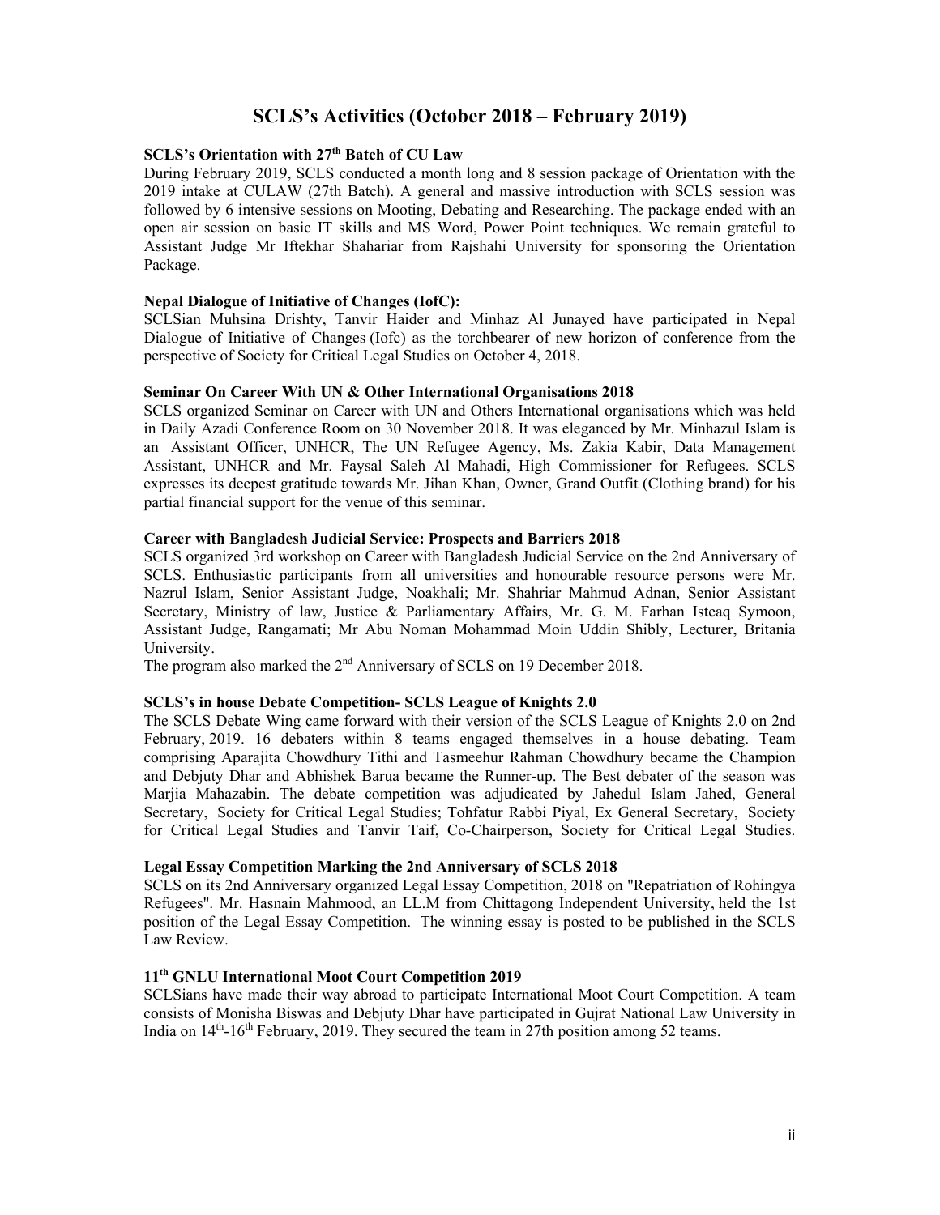# SCLS's Activities (October 2018 – February 2019)

**SCLS's Orientation with 27th Batch of CU Law**

During February 2019, SCLS conducted a month long and 8 session package of Orientation with the 2019 intake at CULAW (27th Batch). A general and massive introduction with SCLS session was followed by 6 intensive sessions on Mooting, Debating and Researching. The package ended with an open air session on basic IT skills and MS Word, Power Point techniques. We remain grateful to Assistant Judge Mr Iftekhar Shahariar from Rajshahi University for sponsoring the Orientation Package.

**Nepal Dialogue of Initiative of Changes (IofC):**

SCLSian Muhsina Drishty, Tanvir Haider and Minhaz Al Junayed have participated in Nepal Dialogue of Initiative of Changes (Iofc) as the torchbearer of new horizon of conference from the perspective of Society for Critical Legal Studies on October 4, 2018.

**Seminar On Career With UN & Other International Organisations 2018**

SCLS organized Seminar on Career with UN and Others International organisations which was held in Daily Azadi Conference Room on 30 November 2018. It was eleganced by Mr. Minhazul Islam is an Assistant Officer, UNHCR, The UN Refugee Agency, Ms. Zakia Kabir, Data Management Assistant, UNHCR and Mr. Faysal Saleh Al Mahadi, High Commissioner for Refugees. SCLS expresses its deepest gratitude towards Mr. Jihan Khan, Owner, Grand Outfit (Clothing brand) for his partial financial support for the venue of this seminar.

**Career with Bangladesh Judicial Service: Prospects and Barriers 2018**

SCLS organized 3rd workshop on Career with Bangladesh Judicial Service on the 2nd Anniversary of SCLS. Enthusiastic participants from all universities and honourable resource persons were Mr. Nazrul Islam, Senior Assistant Judge, Noakhali; Mr. Shahriar Mahmud Adnan, Senior Assistant Secretary, Ministry of law, Justice & Parliamentary Affairs, Mr. G. M. Farhan Isteaq Symoon, Assistant Judge, Rangamati; Mr Abu Noman Mohammad Moin Uddin Shibly, Lecturer, Britania University.

The program also marked the 2nd Anniversary of SCLS on 19 December 2018.

**SCLS's in house Debate Competition- SCLS League of Knights 2.0**

The SCLS Debate Wing came forward with their version of the SCLS League of Knights 2.0 on 2nd February, 2019. 16 debaters within 8 teams engaged themselves in a house debating. Team comprising Aparajita Chowdhury Tithi and Tasmeehur Rahman Chowdhury became the Champion and Debjuty Dhar and Abhishek Barua became the Runner-up. The Best debater of the season was Marjia Mahazabin. The debate competition was adjudicated by Jahedul Islam Jahed, General Secretary, Society for Critical Legal Studies; Tohfatur Rabbi Piyal, Ex General Secretary, Society for Critical Legal Studies and Tanvir Taif, Co-Chairperson, Society for Critical Legal Studies.

**Legal Essay Competition Marking the 2nd Anniversary of SCLS 2018**

SCLS on its 2nd Anniversary organized Legal Essay Competition, 2018 on "Repatriation of Rohingya Refugees". Mr. Hasnain Mahmood, an LL.M from Chittagong Independent University, held the 1st position of the Legal Essay Competition. The winning essay is posted to be published in the SCLS Law Review.

**11th GNLU International Moot Court Competition 2019**

SCLSians have made their way abroad to participate International Moot Court Competition. A team consists of Monisha Biswas and Debjuty Dhar have participated in Gujrat National Law University in India on 14th-16th February, 2019. They secured the team in 27th position among 52 teams.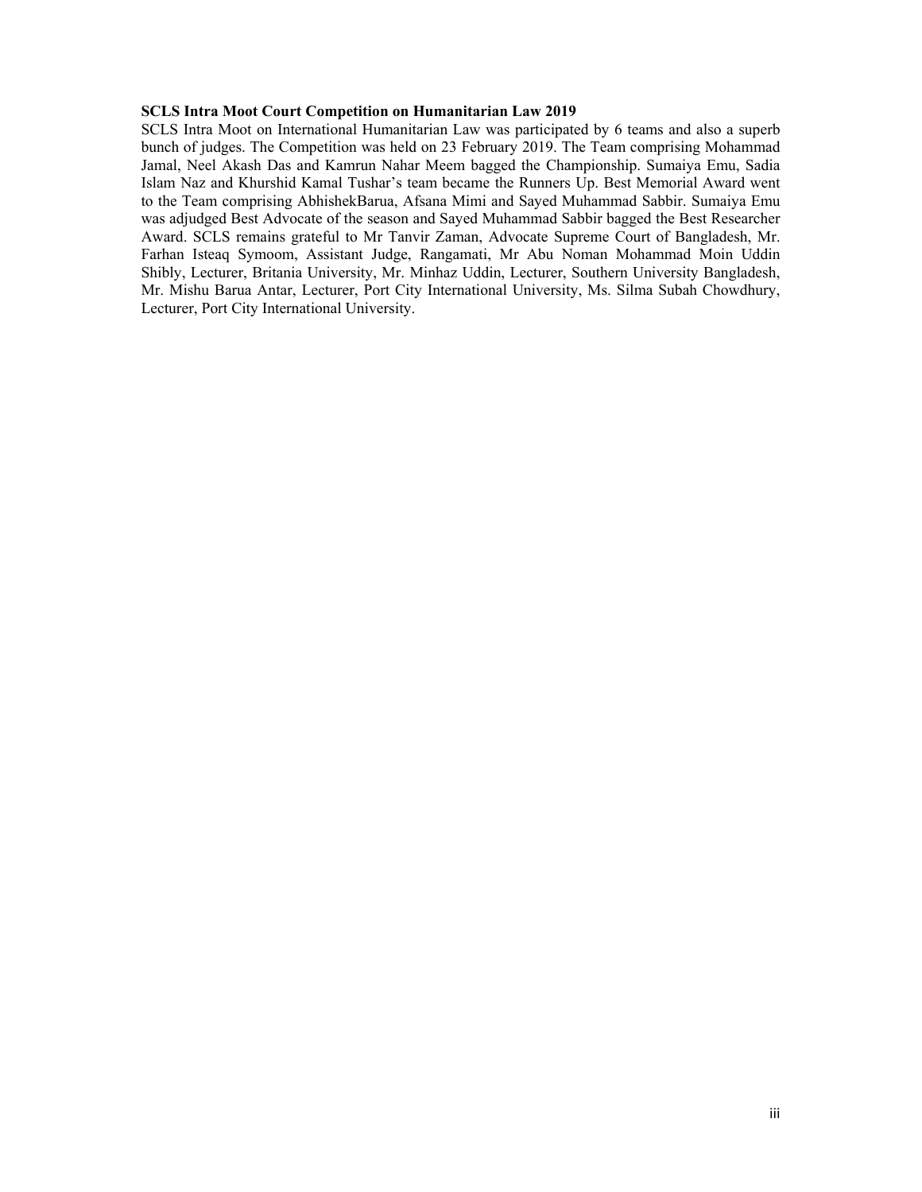**SCLS Intra Moot Court Competition on Humanitarian Law 2019**

SCLS Intra Moot on International Humanitarian Law was participated by 6 teams and also a superb bunch of judges. The Competition was held on 23 February 2019. The Team comprising Mohammad Jamal, Neel Akash Das and Kamrun Nahar Meem bagged the Championship. Sumaiya Emu, Sadia Islam Naz and Khurshid Kamal Tushar's team became the Runners Up. Best Memorial Award went to the Team comprising AbhishekBarua, Afsana Mimi and Sayed Muhammad Sabbir. Sumaiya Emu was adjudged Best Advocate of the season and Sayed Muhammad Sabbir bagged the Best Researcher Award. SCLS remains grateful to Mr Tanvir Zaman, Advocate Supreme Court of Bangladesh, Mr. Farhan Isteaq Symoom, Assistant Judge, Rangamati, Mr Abu Noman Mohammad Moin Uddin Shibly, Lecturer, Britania University, Mr. Minhaz Uddin, Lecturer, Southern University Bangladesh, Mr. Mishu Barua Antar, Lecturer, Port City International University, Ms. Silma Subah Chowdhury, Lecturer, Port City International University.